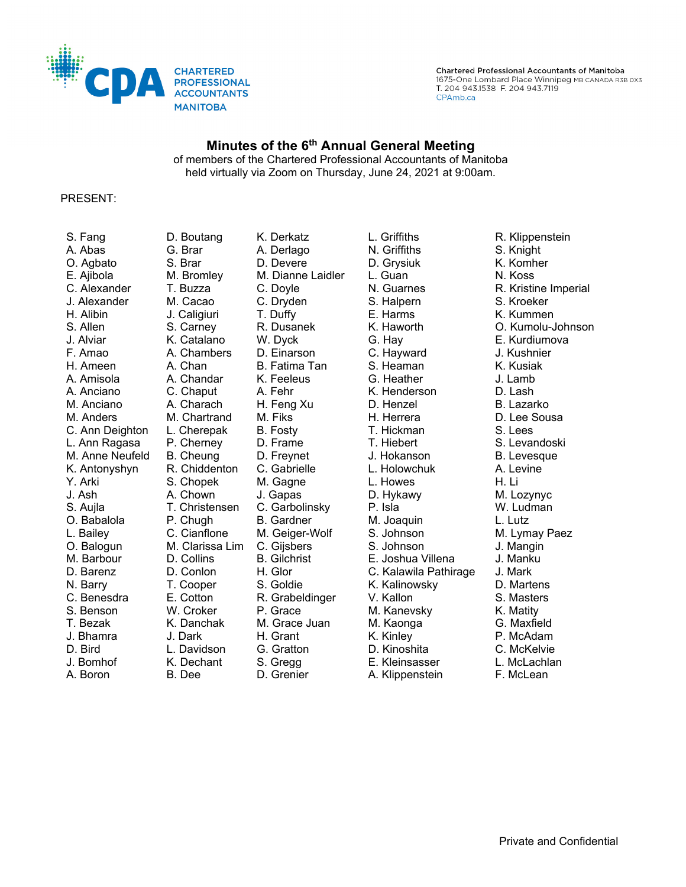Chartered Professional Accountants of Manitoba
1675-One Lombard Place Winnipeg MB CANADA R3B 0X3
T. 204 943.1538 F. 204 943.7119
CPAmb.ca

# Minutes of the 6th Annual General Meeting

of members of the Chartered Professional Accountants of Manitoba
held virtually via Zoom on Thursday, June 24, 2021 at 9:00am.

PRESENT:

S. Fang
A. Abas
O. Agbato
E. Ajibola
C. Alexander
J. Alexander
H. Alibin
S. Allen
J. Alviar
F. Amao
H. Ameen
A. Amisola
A. Anciano
M. Anciano
M. Anders
C. Ann Deighton
L. Ann Ragasa
M. Anne Neufeld
K. Antonyshyn
Y. Arki
J. Ash
S. Aujla
O. Babalola
L. Bailey
O. Balogun
M. Barbour
D. Barenz
N. Barry
C. Benesdra
S. Benson
T. Bezak
J. Bhamra
D. Bird
J. Bomhof
A. Boron
D. Boutang
G. Brar
S. Brar
M. Bromley
T. Buzza
M. Cacao
J. Caligiuri
S. Carney
K. Catalano
A. Chambers
A. Chan
A. Chandar
C. Chaput
A. Charach
M. Chartrand
L. Cherepak
P. Cherney
B. Cheung
R. Chiddenton
S. Chopek
A. Chown
T. Christensen
P. Chugh
C. Cianflone
M. Clarissa Lim
D. Collins
D. Conlon
T. Cooper
E. Cotton
W. Croker
K. Danchak
J. Dark
L. Davidson
K. Dechant
B. Dee
K. Derkatz
A. Derlago
D. Devere
M. Dianne Laidler
C. Doyle
C. Dryden
T. Duffy
R. Dusanek
W. Dyck
D. Einarson
B. Fatima Tan
K. Feeleus
A. Fehr
H. Feng Xu
M. Fiks
B. Fosty
D. Frame
D. Freynet
C. Gabrielle
M. Gagne
J. Gapas
C. Garbolinsky
B. Gardner
M. Geiger-Wolf
C. Gijsbers
B. Gilchrist
H. Glor
S. Goldie
R. Grabeldinger
P. Grace
M. Grace Juan
H. Grant
G. Gratton
S. Gregg
D. Grenier
L. Griffiths
N. Griffiths
D. Grysiuk
L. Guan
N. Guarnes
S. Halpern
E. Harms
K. Haworth
G. Hay
C. Hayward
S. Heaman
G. Heather
K. Henderson
D. Henzel
H. Herrera
T. Hickman
T. Hiebert
J. Hokanson
L. Holowchuk
L. Howes
D. Hykawy
P. Isla
M. Joaquin
S. Johnson
S. Johnson
E. Joshua Villena
C. Kalawila Pathirage
K. Kalinowsky
V. Kallon
M. Kanevsky
M. Kaonga
K. Kinley
D. Kinoshita
E. Kleinsasser
A. Klippenstein
R. Klippenstein
S. Knight
K. Komher
N. Koss
R. Kristine Imperial
S. Kroeker
K. Kummen
O. Kumolu-Johnson
E. Kurdiumova
J. Kushnier
K. Kusiak
J. Lamb
D. Lash
B. Lazarko
D. Lee Sousa
S. Lees
S. Levandoski
B. Levesque
A. Levine
H. Li
M. Lozynyc
W. Ludman
L. Lutz
M. Lymay Paez
J. Mangin
J. Manku
J. Mark
D. Martens
S. Masters
K. Matity
G. Maxfield
P. McAdam
C. McKelvie
L. McLachlan
F. McLean

Private and Confidential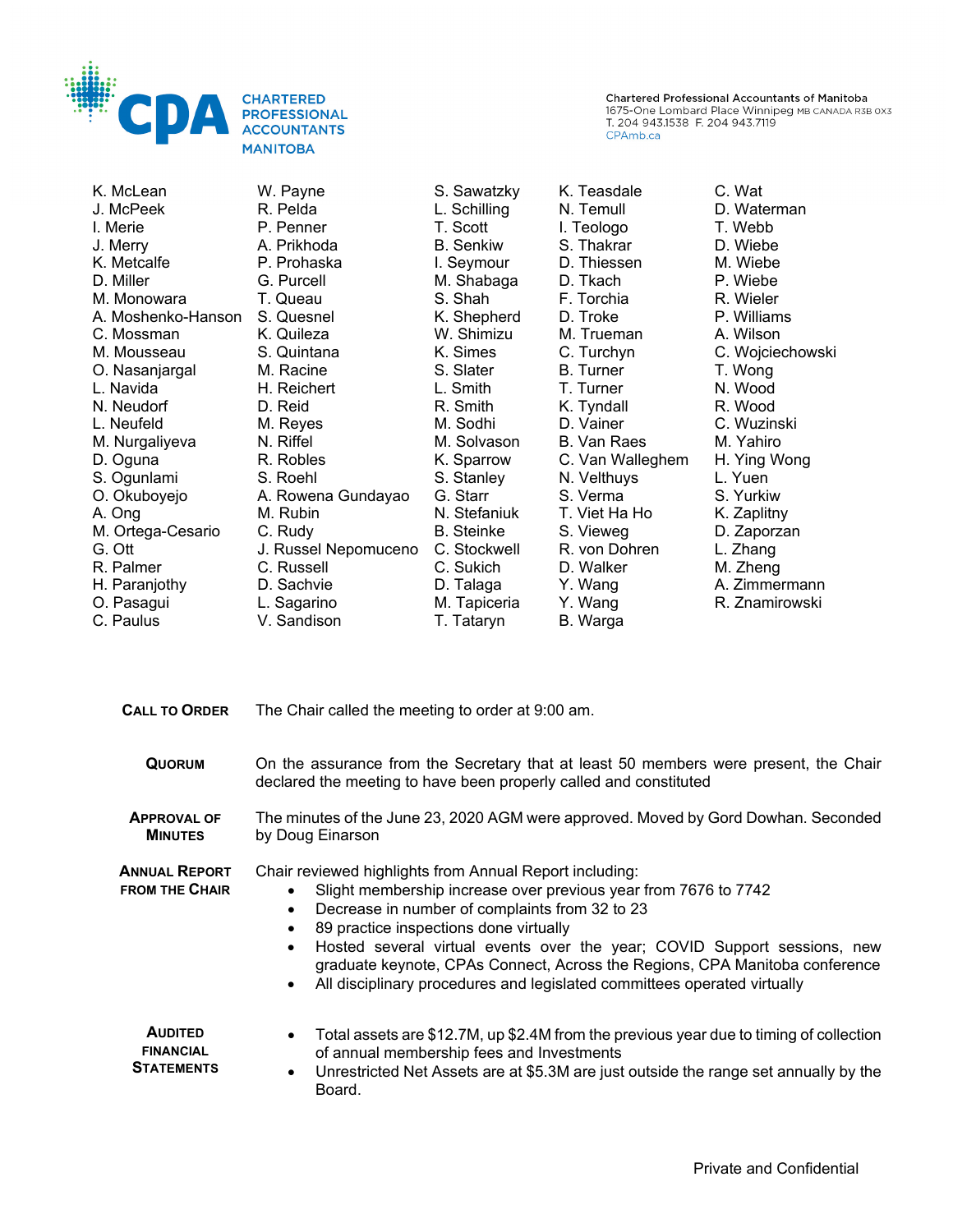K. McLean
J. McPeek
I. Merie
J. Merry
K. Metcalfe
D. Miller
M. Monowara
A. Moshenko-Hanson
C. Mossman
M. Mousseau
O. Nasanjargal
L. Navida
N. Neudorf
L. Neufeld
M. Nurgaliyeva
D. Oguna
S. Ogunlami
O. Okuboyejo
A. Ong
M. Ortega-Cesario
G. Ott
R. Palmer
H. Paranjothy
O. Pasagui
C. Paulus
W. Payne
R. Pelda
P. Penner
A. Prikhoda
P. Prohaska
G. Purcell
T. Queau
S. Quesnel
K. Quileza
S. Quintana
M. Racine
H. Reichert
D. Reid
M. Reyes
N. Riffel
R. Robles
S. Roehl
A. Rowena Gundayao
M. Rubin
C. Rudy
J. Russel Nepomuceno
C. Russell
D. Sachvie
L. Sagarino
V. Sandison
S. Sawatzky
L. Schilling
T. Scott
B. Senkiw
I. Seymour
M. Shabaga
S. Shah
K. Shepherd
W. Shimizu
K. Simes
S. Slater
L. Smith
R. Smith
M. Sodhi
M. Solvason
K. Sparrow
S. Stanley
G. Starr
N. Stefaniuk
B. Steinke
C. Stockwell
C. Sukich
D. Talaga
M. Tapiceria
T. Tataryn
K. Teasdale
N. Temull
I. Teologo
S. Thakrar
D. Thiessen
D. Tkach
F. Torchia
D. Troke
M. Trueman
C. Turchyn
B. Turner
T. Turner
K. Tyndall
D. Vainer
B. Van Raes
C. Van Walleghem
N. Velthuys
S. Verma
T. Viet Ha Ho
S. Vieweg
R. von Dohren
D. Walker
Y. Wang
Y. Wang
B. Warga
C. Wat
D. Waterman
T. Webb
D. Wiebe
M. Wiebe
P. Wiebe
R. Wieler
P. Williams
A. Wilson
C. Wojciechowski
T. Wong
N. Wood
R. Wood
C. Wuzinski
M. Yahiro
H. Ying Wong
L. Yuen
S. Yurkiw
K. Zaplitny
D. Zaporzan
L. Zhang
M. Zheng
A. Zimmermann
R. Znamirowski

**CALL TO ORDER**

The Chair called the meeting to order at 9:00 am.

**QUORUM**

On the assurance from the Secretary that at least 50 members were present, the Chair declared the meeting to have been properly called and constituted

**APPROVAL OF MINUTES**

The minutes of the June 23, 2020 AGM were approved. Moved by Gord Dowhan. Seconded by Doug Einarson

**ANNUAL REPORT FROM THE CHAIR**

Chair reviewed highlights from Annual Report including:

- Slight membership increase over previous year from 7676 to 7742
- Decrease in number of complaints from 32 to 23
- 89 practice inspections done virtually
- Hosted several virtual events over the year; COVID Support sessions, new graduate keynote, CPAs Connect, Across the Regions, CPA Manitoba conference
- All disciplinary procedures and legislated committees operated virtually

**AUDITED FINANCIAL STATEMENTS**

- Total assets are $12.7M, up $2.4M from the previous year due to timing of collection of annual membership fees and Investments
- Unrestricted Net Assets are at $5.3M are just outside the range set annually by the Board.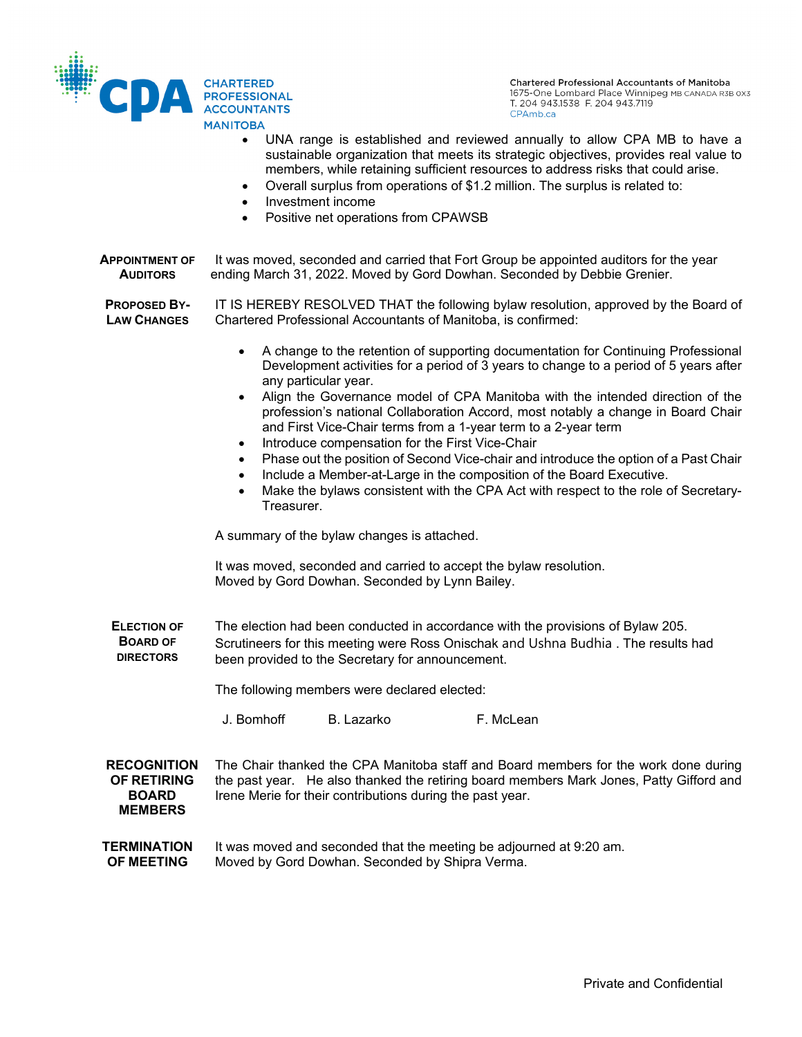- UNA range is established and reviewed annually to allow CPA MB to have a sustainable organization that meets its strategic objectives, provides real value to members, while retaining sufficient resources to address risks that could arise.
- Overall surplus from operations of $1.2 million. The surplus is related to:
- Investment income
- Positive net operations from CPAWSB

**APPOINTMENT OF AUDITORS**

It was moved, seconded and carried that Fort Group be appointed auditors for the year ending March 31, 2022. Moved by Gord Dowhan. Seconded by Debbie Grenier.

**PROPOSED BY-LAW CHANGES**

IT IS HEREBY RESOLVED THAT the following bylaw resolution, approved by the Board of Chartered Professional Accountants of Manitoba, is confirmed:

- A change to the retention of supporting documentation for Continuing Professional Development activities for a period of 3 years to change to a period of 5 years after any particular year.
- Align the Governance model of CPA Manitoba with the intended direction of the profession's national Collaboration Accord, most notably a change in Board Chair and First Vice-Chair terms from a 1-year term to a 2-year term
- Introduce compensation for the First Vice-Chair
- Phase out the position of Second Vice-chair and introduce the option of a Past Chair
- Include a Member-at-Large in the composition of the Board Executive.
- Make the bylaws consistent with the CPA Act with respect to the role of Secretary-Treasurer.

A summary of the bylaw changes is attached.

It was moved, seconded and carried to accept the bylaw resolution.
Moved by Gord Dowhan. Seconded by Lynn Bailey.

**ELECTION OF BOARD OF DIRECTORS**

The election had been conducted in accordance with the provisions of Bylaw 205. Scrutineers for this meeting were Ross Onischak and Ushna Budhia . The results had been provided to the Secretary for announcement.

The following members were declared elected:

J. Bomhoff B. Lazarko F. McLean

**RECOGNITION OF RETIRING BOARD MEMBERS**

The Chair thanked the CPA Manitoba staff and Board members for the work done during the past year. He also thanked the retiring board members Mark Jones, Patty Gifford and Irene Merie for their contributions during the past year.

**TERMINATION OF MEETING**

It was moved and seconded that the meeting be adjourned at 9:20 am.
Moved by Gord Dowhan. Seconded by Shipra Verma.

Private and Confidential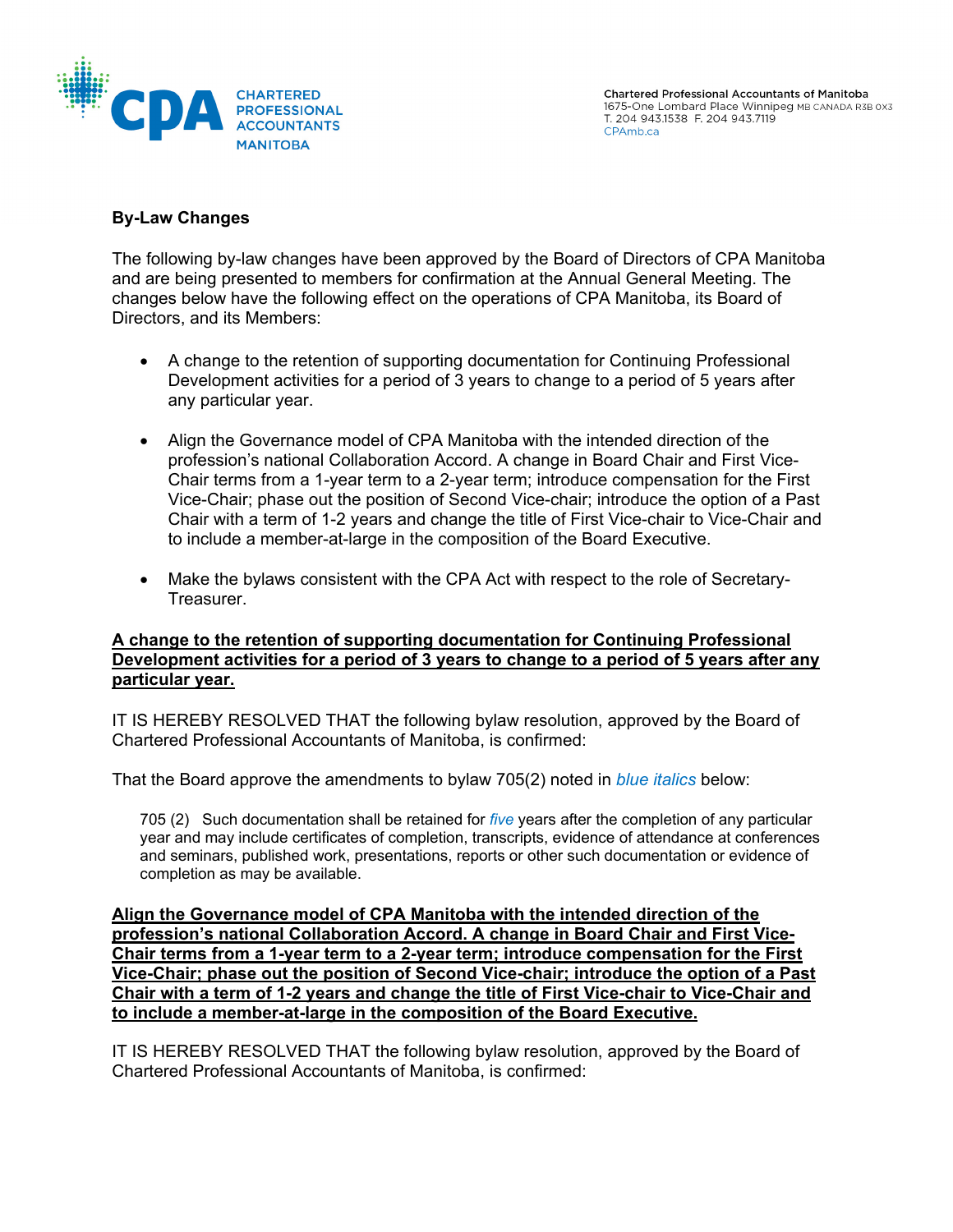**By-Law Changes**

The following by-law changes have been approved by the Board of Directors of CPA Manitoba and are being presented to members for confirmation at the Annual General Meeting. The changes below have the following effect on the operations of CPA Manitoba, its Board of Directors, and its Members:

- A change to the retention of supporting documentation for Continuing Professional Development activities for a period of 3 years to change to a period of 5 years after any particular year.
- Align the Governance model of CPA Manitoba with the intended direction of the profession's national Collaboration Accord. A change in Board Chair and First Vice-Chair terms from a 1-year term to a 2-year term; introduce compensation for the First Vice-Chair; phase out the position of Second Vice-chair; introduce the option of a Past Chair with a term of 1-2 years and change the title of First Vice-chair to Vice-Chair and to include a member-at-large in the composition of the Board Executive.
- Make the bylaws consistent with the CPA Act with respect to the role of Secretary-Treasurer.

**A change to the retention of supporting documentation for Continuing Professional Development activities for a period of 3 years to change to a period of 5 years after any particular year.**

IT IS HEREBY RESOLVED THAT the following bylaw resolution, approved by the Board of Chartered Professional Accountants of Manitoba, is confirmed:

That the Board approve the amendments to bylaw 705(2) noted in *blue italics* below:

> 705 (2) Such documentation shall be retained for *five* years after the completion of any particular year and may include certificates of completion, transcripts, evidence of attendance at conferences and seminars, published work, presentations, reports or other such documentation or evidence of completion as may be available.

**Align the Governance model of CPA Manitoba with the intended direction of the profession's national Collaboration Accord. A change in Board Chair and First Vice-Chair terms from a 1-year term to a 2-year term; introduce compensation for the First Vice-Chair; phase out the position of Second Vice-chair; introduce the option of a Past Chair with a term of 1-2 years and change the title of First Vice-chair to Vice-Chair and to include a member-at-large in the composition of the Board Executive.**

IT IS HEREBY RESOLVED THAT the following bylaw resolution, approved by the Board of Chartered Professional Accountants of Manitoba, is confirmed: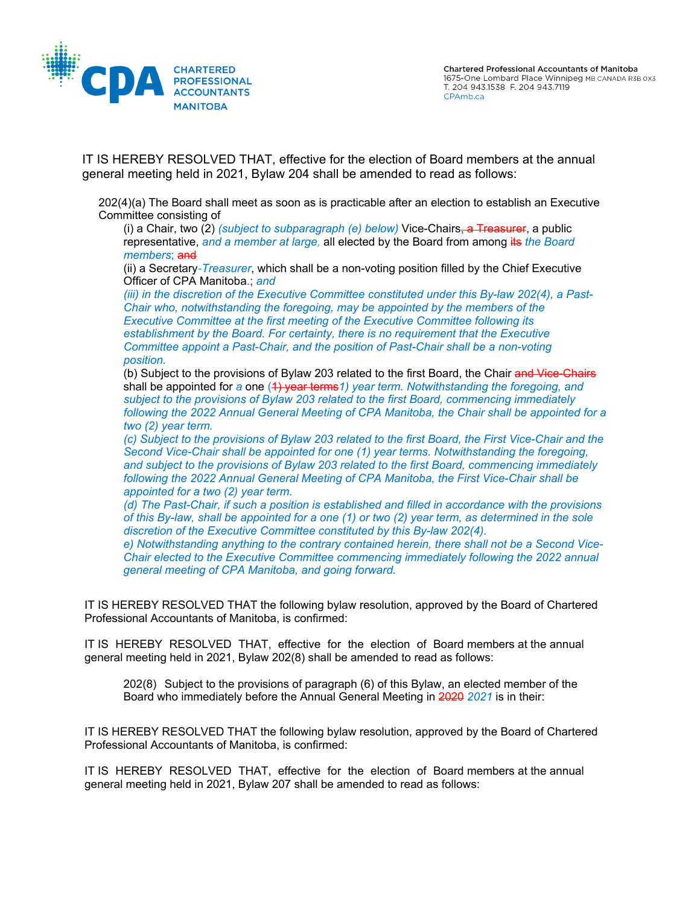IT IS HEREBY RESOLVED THAT, effective for the election of Board members at the annual general meeting held in 2021, Bylaw 204 shall be amended to read as follows:

> 202(4)(a) The Board shall meet as soon as is practicable after an election to establish an Executive Committee consisting of
>
> (i) a Chair, two (2) *(subject to subparagraph (e) below)* Vice-Chairs~~, a Treasurer~~, a public representative, *and a member at large,* all elected by the Board from among ~~its~~ *the Board members*; ~~and~~
>
> (ii) a Secretary*-Treasurer*, which shall be a non-voting position filled by the Chief Executive Officer of CPA Manitoba.; *and*
>
> *(iii) in the discretion of the Executive Committee constituted under this By-law 202(4), a Past-Chair who, notwithstanding the foregoing, may be appointed by the members of the Executive Committee at the first meeting of the Executive Committee following its establishment by the Board. For certainty, there is no requirement that the Executive Committee appoint a Past-Chair, and the position of Past-Chair shall be a non-voting position.*
>
> (b) Subject to the provisions of Bylaw 203 related to the first Board, the Chair ~~and Vice-Chairs~~ shall be appointed for *a* one (~~1) year terms~~*1) year term. Notwithstanding the foregoing, and subject to the provisions of Bylaw 203 related to the first Board, commencing immediately following the 2022 Annual General Meeting of CPA Manitoba, the Chair shall be appointed for a two (2) year term.*
>
> *(c) Subject to the provisions of Bylaw 203 related to the first Board, the First Vice-Chair and the Second Vice-Chair shall be appointed for one (1) year terms. Notwithstanding the foregoing, and subject to the provisions of Bylaw 203 related to the first Board, commencing immediately following the 2022 Annual General Meeting of CPA Manitoba, the First Vice-Chair shall be appointed for a two (2) year term.*
>
> *(d) The Past-Chair, if such a position is established and filled in accordance with the provisions of this By-law, shall be appointed for a one (1) or two (2) year term, as determined in the sole discretion of the Executive Committee constituted by this By-law 202(4).*
>
> *e) Notwithstanding anything to the contrary contained herein, there shall not be a Second Vice-Chair elected to the Executive Committee commencing immediately following the 2022 annual general meeting of CPA Manitoba, and going forward.*

IT IS HEREBY RESOLVED THAT the following bylaw resolution, approved by the Board of Chartered Professional Accountants of Manitoba, is confirmed:

IT IS HEREBY RESOLVED THAT, effective for the election of Board members at the annual general meeting held in 2021, Bylaw 202(8) shall be amended to read as follows:

> 202(8) Subject to the provisions of paragraph (6) of this Bylaw, an elected member of the Board who immediately before the Annual General Meeting in ~~2020~~ *2021* is in their:

IT IS HEREBY RESOLVED THAT the following bylaw resolution, approved by the Board of Chartered Professional Accountants of Manitoba, is confirmed:

IT IS HEREBY RESOLVED THAT, effective for the election of Board members at the annual general meeting held in 2021, Bylaw 207 shall be amended to read as follows: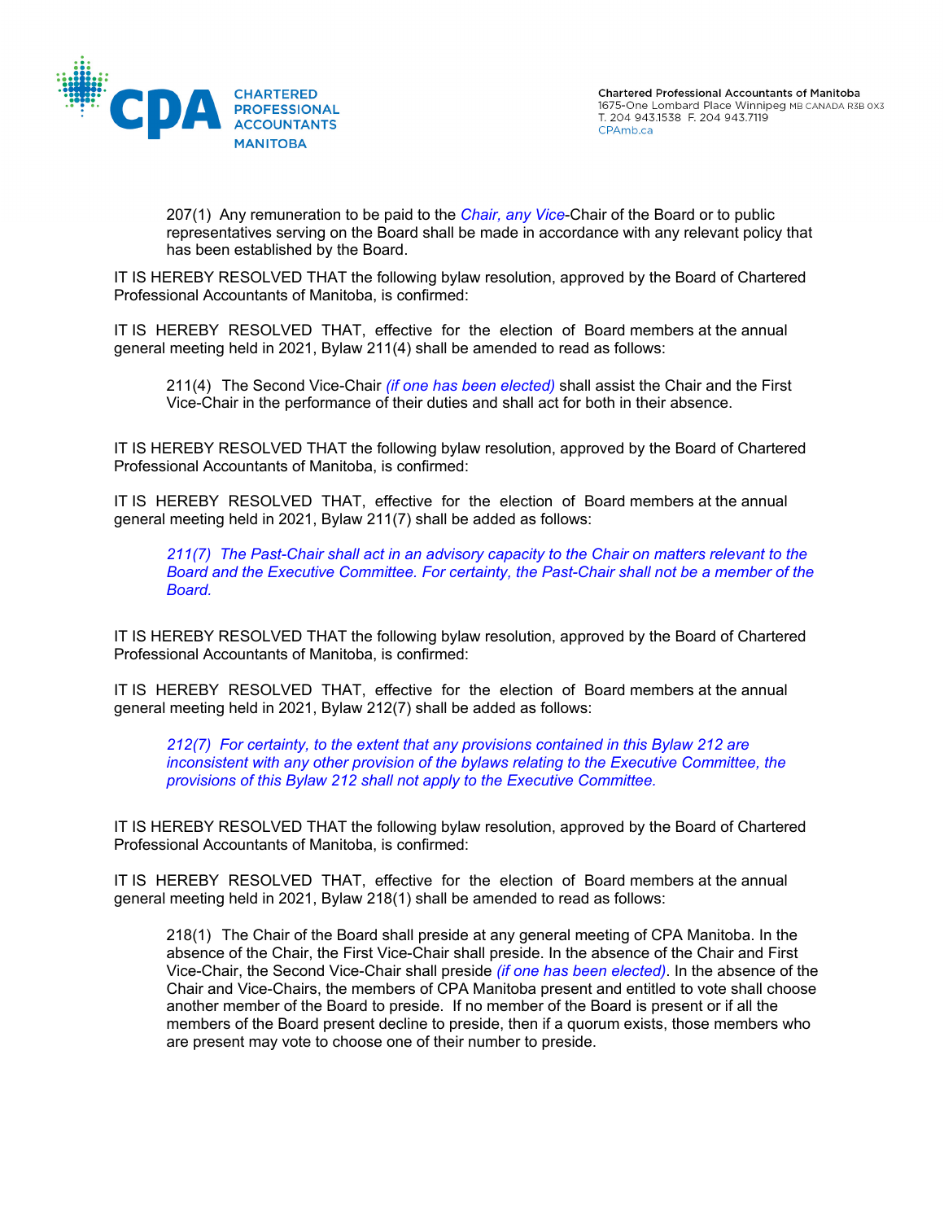207(1) Any remuneration to be paid to the *Chair, any Vice*-Chair of the Board or to public representatives serving on the Board shall be made in accordance with any relevant policy that has been established by the Board.

IT IS HEREBY RESOLVED THAT the following bylaw resolution, approved by the Board of Chartered Professional Accountants of Manitoba, is confirmed:

IT IS HEREBY RESOLVED THAT, effective for the election of Board members at the annual general meeting held in 2021, Bylaw 211(4) shall be amended to read as follows:

211(4) The Second Vice-Chair *(if one has been elected)* shall assist the Chair and the First Vice-Chair in the performance of their duties and shall act for both in their absence.

IT IS HEREBY RESOLVED THAT the following bylaw resolution, approved by the Board of Chartered Professional Accountants of Manitoba, is confirmed:

IT IS HEREBY RESOLVED THAT, effective for the election of Board members at the annual general meeting held in 2021, Bylaw 211(7) shall be added as follows:

*211(7) The Past-Chair shall act in an advisory capacity to the Chair on matters relevant to the Board and the Executive Committee. For certainty, the Past-Chair shall not be a member of the Board.*

IT IS HEREBY RESOLVED THAT the following bylaw resolution, approved by the Board of Chartered Professional Accountants of Manitoba, is confirmed:

IT IS HEREBY RESOLVED THAT, effective for the election of Board members at the annual general meeting held in 2021, Bylaw 212(7) shall be added as follows:

*212(7) For certainty, to the extent that any provisions contained in this Bylaw 212 are inconsistent with any other provision of the bylaws relating to the Executive Committee, the provisions of this Bylaw 212 shall not apply to the Executive Committee.*

IT IS HEREBY RESOLVED THAT the following bylaw resolution, approved by the Board of Chartered Professional Accountants of Manitoba, is confirmed:

IT IS HEREBY RESOLVED THAT, effective for the election of Board members at the annual general meeting held in 2021, Bylaw 218(1) shall be amended to read as follows:

218(1) The Chair of the Board shall preside at any general meeting of CPA Manitoba. In the absence of the Chair, the First Vice-Chair shall preside. In the absence of the Chair and First Vice-Chair, the Second Vice-Chair shall preside *(if one has been elected)*. In the absence of the Chair and Vice-Chairs, the members of CPA Manitoba present and entitled to vote shall choose another member of the Board to preside. If no member of the Board is present or if all the members of the Board present decline to preside, then if a quorum exists, those members who are present may vote to choose one of their number to preside.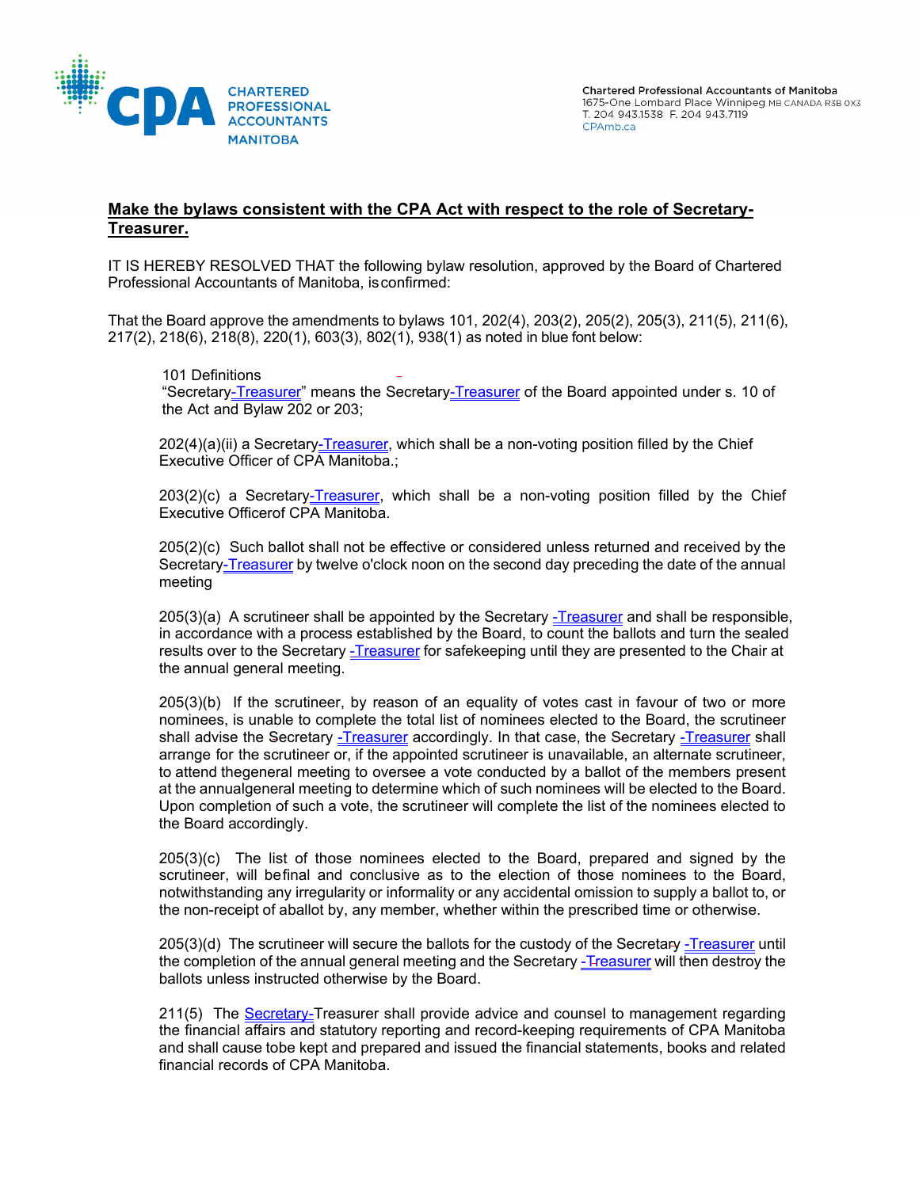## Make the bylaws consistent with the CPA Act with respect to the role of Secretary-Treasurer.

IT IS HEREBY RESOLVED THAT the following bylaw resolution, approved by the Board of Chartered Professional Accountants of Manitoba, is confirmed:

That the Board approve the amendments to bylaws 101, 202(4), 203(2), 205(2), 205(3), 211(5), 211(6), 217(2), 218(6), 218(8), 220(1), 603(3), 802(1), 938(1) as noted in blue font below:

101 Definitions
"Secretary-Treasurer" means the Secretary-Treasurer of the Board appointed under s. 10 of the Act and Bylaw 202 or 203;

202(4)(a)(ii) a Secretary-Treasurer, which shall be a non-voting position filled by the Chief Executive Officer of CPA Manitoba.;

203(2)(c) a Secretary-Treasurer, which shall be a non-voting position filled by the Chief Executive Officerof CPA Manitoba.

205(2)(c) Such ballot shall not be effective or considered unless returned and received by the Secretary-Treasurer by twelve o'clock noon on the second day preceding the date of the annual meeting

205(3)(a) A scrutineer shall be appointed by the Secretary -Treasurer and shall be responsible, in accordance with a process established by the Board, to count the ballots and turn the sealed results over to the Secretary -Treasurer for safekeeping until they are presented to the Chair at the annual general meeting.

205(3)(b) If the scrutineer, by reason of an equality of votes cast in favour of two or more nominees, is unable to complete the total list of nominees elected to the Board, the scrutineer shall advise the Secretary -Treasurer accordingly. In that case, the Secretary -Treasurer shall arrange for the scrutineer or, if the appointed scrutineer is unavailable, an alternate scrutineer, to attend thegeneral meeting to oversee a vote conducted by a ballot of the members present at the annualgeneral meeting to determine which of such nominees will be elected to the Board. Upon completion of such a vote, the scrutineer will complete the list of the nominees elected to the Board accordingly.

205(3)(c) The list of those nominees elected to the Board, prepared and signed by the scrutineer, will befinal and conclusive as to the election of those nominees to the Board, notwithstanding any irregularity or informality or any accidental omission to supply a ballot to, or the non-receipt of aballot by, any member, whether within the prescribed time or otherwise.

205(3)(d) The scrutineer will secure the ballots for the custody of the Secretary -Treasurer until the completion of the annual general meeting and the Secretary -Treasurer will then destroy the ballots unless instructed otherwise by the Board.

211(5) The Secretary-Treasurer shall provide advice and counsel to management regarding the financial affairs and statutory reporting and record-keeping requirements of CPA Manitoba and shall cause tobe kept and prepared and issued the financial statements, books and related financial records of CPA Manitoba.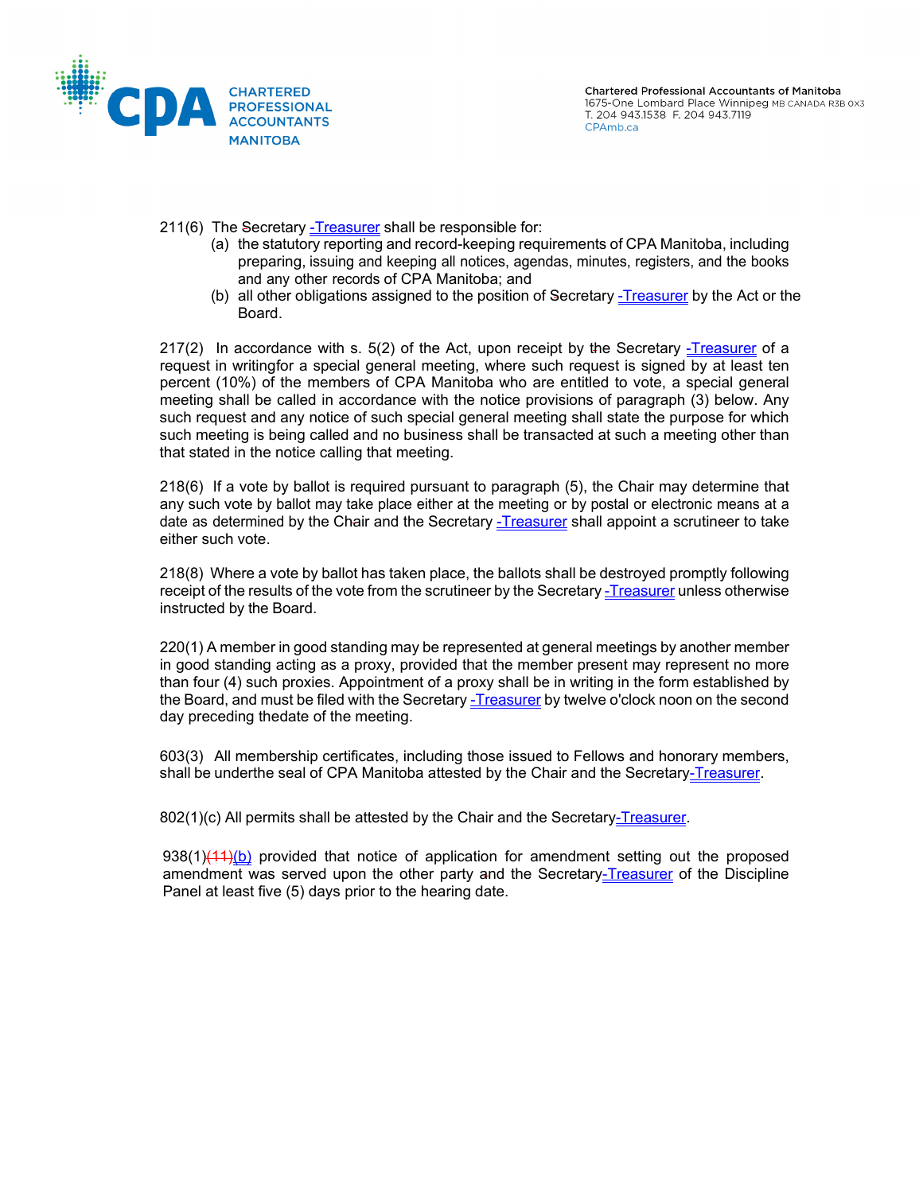211(6) The Secretary -Treasurer shall be responsible for:

(a) the statutory reporting and record-keeping requirements of CPA Manitoba, including preparing, issuing and keeping all notices, agendas, minutes, registers, and the books and any other records of CPA Manitoba; and
(b) all other obligations assigned to the position of Secretary -Treasurer by the Act or the Board.

217(2) In accordance with s. 5(2) of the Act, upon receipt by the Secretary -Treasurer of a request in writingfor a special general meeting, where such request is signed by at least ten percent (10%) of the members of CPA Manitoba who are entitled to vote, a special general meeting shall be called in accordance with the notice provisions of paragraph (3) below. Any such request and any notice of such special general meeting shall state the purpose for which such meeting is being called and no business shall be transacted at such a meeting other than that stated in the notice calling that meeting.

218(6) If a vote by ballot is required pursuant to paragraph (5), the Chair may determine that any such vote by ballot may take place either at the meeting or by postal or electronic means at a date as determined by the Chair and the Secretary -Treasurer shall appoint a scrutineer to take either such vote.

218(8) Where a vote by ballot has taken place, the ballots shall be destroyed promptly following receipt of the results of the vote from the scrutineer by the Secretary -Treasurer unless otherwise instructed by the Board.

220(1) A member in good standing may be represented at general meetings by another member in good standing acting as a proxy, provided that the member present may represent no more than four (4) such proxies. Appointment of a proxy shall be in writing in the form established by the Board, and must be filed with the Secretary -Treasurer by twelve o'clock noon on the second day preceding thedate of the meeting.

603(3) All membership certificates, including those issued to Fellows and honorary members, shall be underthe seal of CPA Manitoba attested by the Chair and the Secretary-Treasurer.

802(1)(c) All permits shall be attested by the Chair and the Secretary-Treasurer.

938(1)~~(11)~~(b) provided that notice of application for amendment setting out the proposed amendment was served upon the other party and the Secretary-Treasurer of the Discipline Panel at least five (5) days prior to the hearing date.